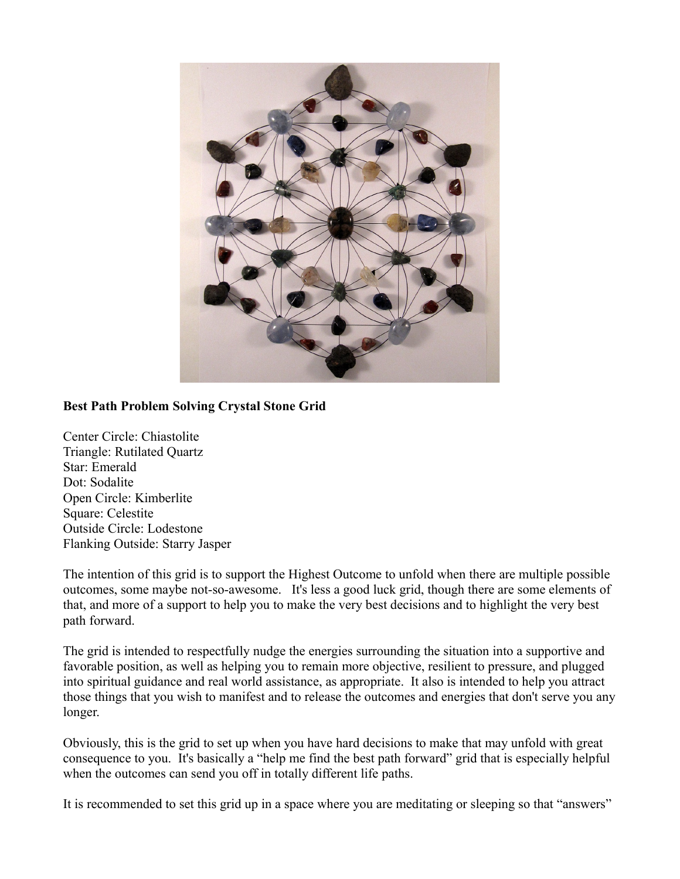**Best Path Problem Solving Crystal Stone Grid**

Center Circle: Chiastolite
Triangle: Rutilated Quartz
Star: Emerald
Dot: Sodalite
Open Circle: Kimberlite
Square: Celestite
Outside Circle: Lodestone
Flanking Outside: Starry Jasper

The intention of this grid is to support the Highest Outcome to unfold when there are multiple possible outcomes, some maybe not-so-awesome. It's less a good luck grid, though there are some elements of that, and more of a support to help you to make the very best decisions and to highlight the very best path forward.

The grid is intended to respectfully nudge the energies surrounding the situation into a supportive and favorable position, as well as helping you to remain more objective, resilient to pressure, and plugged into spiritual guidance and real world assistance, as appropriate. It also is intended to help you attract those things that you wish to manifest and to release the outcomes and energies that don't serve you any longer.

Obviously, this is the grid to set up when you have hard decisions to make that may unfold with great consequence to you. It's basically a "help me find the best path forward" grid that is especially helpful when the outcomes can send you off in totally different life paths.

It is recommended to set this grid up in a space where you are meditating or sleeping so that "answers"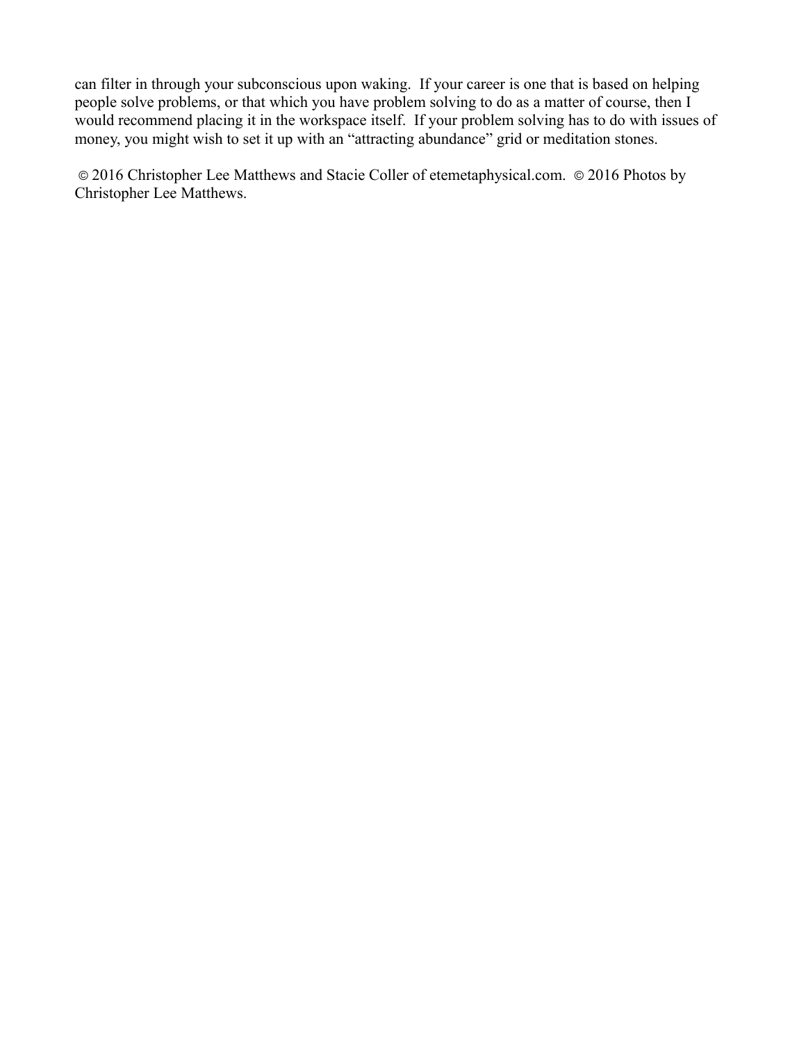can filter in through your subconscious upon waking. If your career is one that is based on helping people solve problems, or that which you have problem solving to do as a matter of course, then I would recommend placing it in the workspace itself. If your problem solving has to do with issues of money, you might wish to set it up with an "attracting abundance" grid or meditation stones.

© 2016 Christopher Lee Matthews and Stacie Coller of etemetaphysical.com. © 2016 Photos by Christopher Lee Matthews.